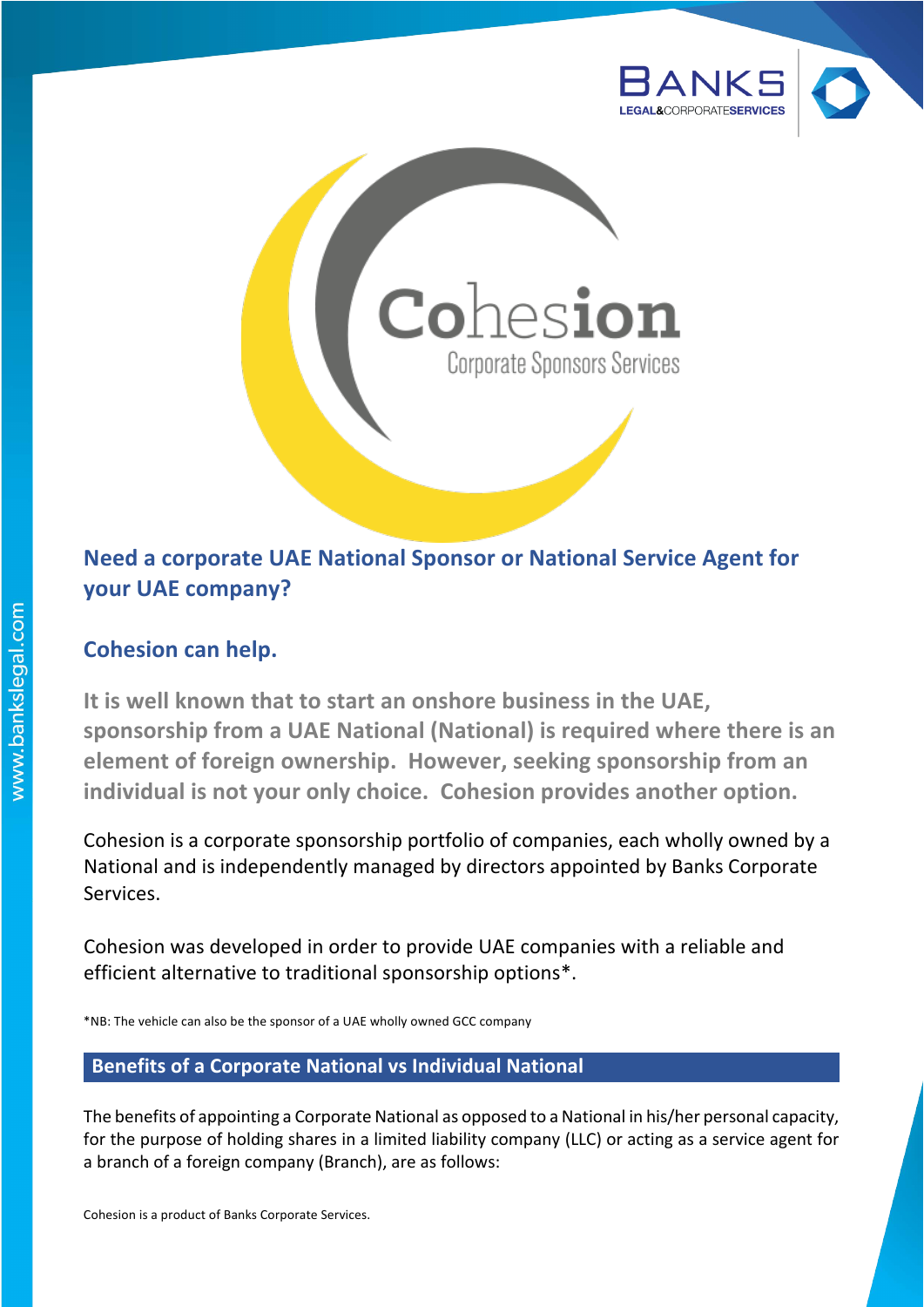# Cohesion

Corporate Sponsors Services

## Need a corporate UAE National Sponsor or National Service Agent for your UAE company?

## Cohesion can help.

**It is well known that to start an onshore business in the UAE, sponsorship from a UAE National (National) is required where there is an element of foreign ownership. However, seeking sponsorship from an individual is not your only choice. Cohesion provides another option.**

Cohesion is a corporate sponsorship portfolio of companies, each wholly owned by a National and is independently managed by directors appointed by Banks Corporate Services.

Cohesion was developed in order to provide UAE companies with a reliable and efficient alternative to traditional sponsorship options*.

*NB: The vehicle can also be the sponsor of a UAE wholly owned GCC company

### Benefits of a Corporate National vs Individual National

The benefits of appointing a Corporate National as opposed to a National in his/her personal capacity, for the purpose of holding shares in a limited liability company (LLC) or acting as a service agent for a branch of a foreign company (Branch), are as follows:

Cohesion is a product of Banks Corporate Services.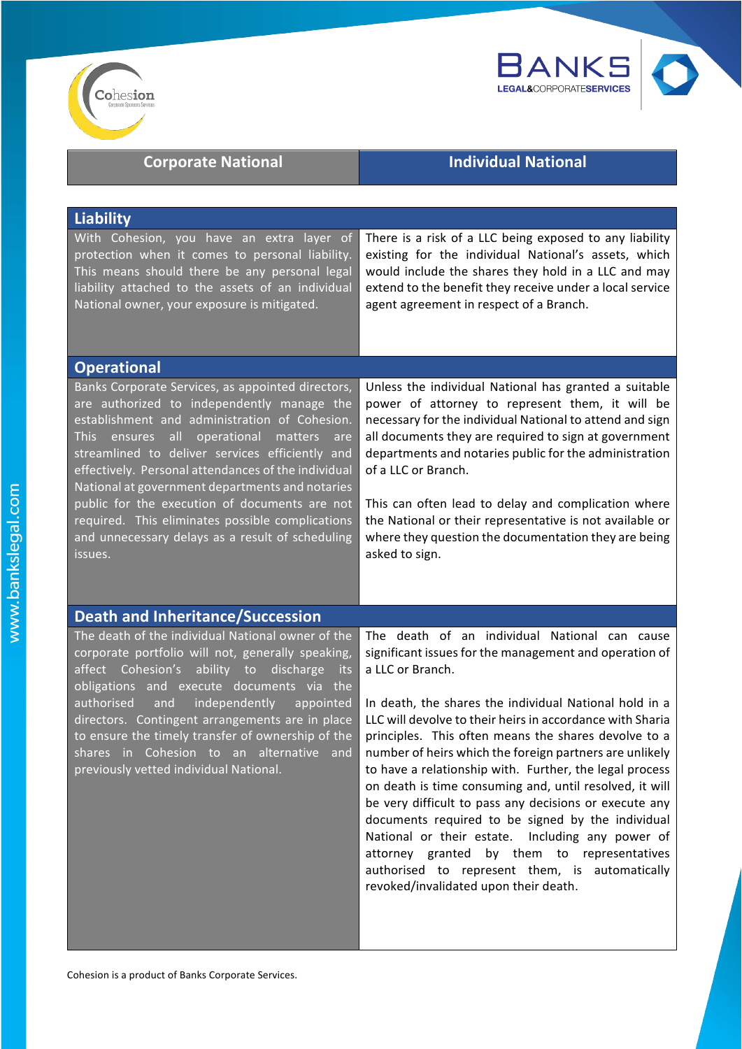| Corporate National | Individual National |
|---|---|
| **Liability** | |
| With Cohesion, you have an extra layer of protection when it comes to personal liability. This means should there be any personal legal liability attached to the assets of an individual National owner, your exposure is mitigated. | There is a risk of a LLC being exposed to any liability existing for the individual National's assets, which would include the shares they hold in a LLC and may extend to the benefit they receive under a local service agent agreement in respect of a Branch. |
| **Operational** | |
| Banks Corporate Services, as appointed directors, are authorized to independently manage the establishment and administration of Cohesion. This ensures all operational matters are streamlined to deliver services efficiently and effectively. Personal attendances of the individual National at government departments and notaries public for the execution of documents are not required. This eliminates possible complications and unnecessary delays as a result of scheduling issues. | Unless the individual National has granted a suitable power of attorney to represent them, it will be necessary for the individual National to attend and sign all documents they are required to sign at government departments and notaries public for the administration of a LLC or Branch.<br><br>This can often lead to delay and complication where the National or their representative is not available or where they question the documentation they are being asked to sign. |
| **Death and Inheritance/Succession** | |
| The death of the individual National owner of the corporate portfolio will not, generally speaking, affect Cohesion's ability to discharge its obligations and execute documents via the authorised and independently appointed directors. Contingent arrangements are in place to ensure the timely transfer of ownership of the shares in Cohesion to an alternative and previously vetted individual National. | The death of an individual National can cause significant issues for the management and operation of a LLC or Branch.<br><br>In death, the shares the individual National hold in a LLC will devolve to their heirs in accordance with Sharia principles. This often means the shares devolve to a number of heirs which the foreign partners are unlikely to have a relationship with. Further, the legal process on death is time consuming and, until resolved, it will be very difficult to pass any decisions or execute any documents required to be signed by the individual National or their estate. Including any power of attorney granted by them to representatives authorised to represent them, is automatically revoked/invalidated upon their death. |

Cohesion is a product of Banks Corporate Services.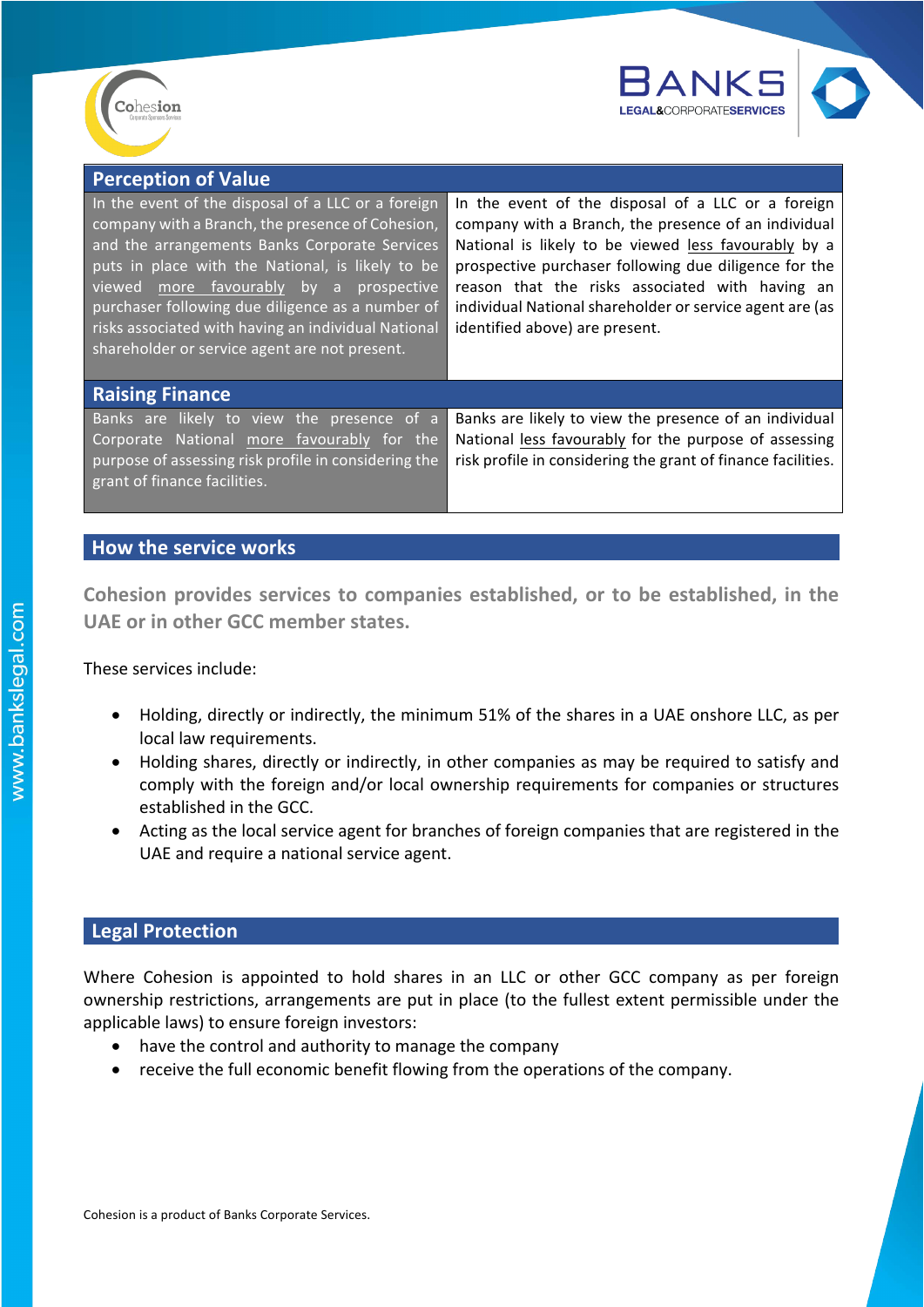| Perception of Value | |
|---|---|
| In the event of the disposal of a LLC or a foreign company with a Branch, the presence of Cohesion, and the arrangements Banks Corporate Services puts in place with the National, is likely to be viewed more favourably by a prospective purchaser following due diligence as a number of risks associated with having an individual National shareholder or service agent are not present. | In the event of the disposal of a LLC or a foreign company with a Branch, the presence of an individual National is likely to be viewed less favourably by a prospective purchaser following due diligence for the reason that the risks associated with having an individual National shareholder or service agent are (as identified above) are present. |
| **Raising Finance** | |
| Banks are likely to view the presence of a Corporate National more favourably for the purpose of assessing risk profile in considering the grant of finance facilities. | Banks are likely to view the presence of an individual National less favourably for the purpose of assessing risk profile in considering the grant of finance facilities. |

## How the service works

**Cohesion provides services to companies established, or to be established, in the UAE or in other GCC member states.**

These services include:

- Holding, directly or indirectly, the minimum 51% of the shares in a UAE onshore LLC, as per local law requirements.
- Holding shares, directly or indirectly, in other companies as may be required to satisfy and comply with the foreign and/or local ownership requirements for companies or structures established in the GCC.
- Acting as the local service agent for branches of foreign companies that are registered in the UAE and require a national service agent.

## Legal Protection

Where Cohesion is appointed to hold shares in an LLC or other GCC company as per foreign ownership restrictions, arrangements are put in place (to the fullest extent permissible under the applicable laws) to ensure foreign investors:

- have the control and authority to manage the company
- receive the full economic benefit flowing from the operations of the company.

Cohesion is a product of Banks Corporate Services.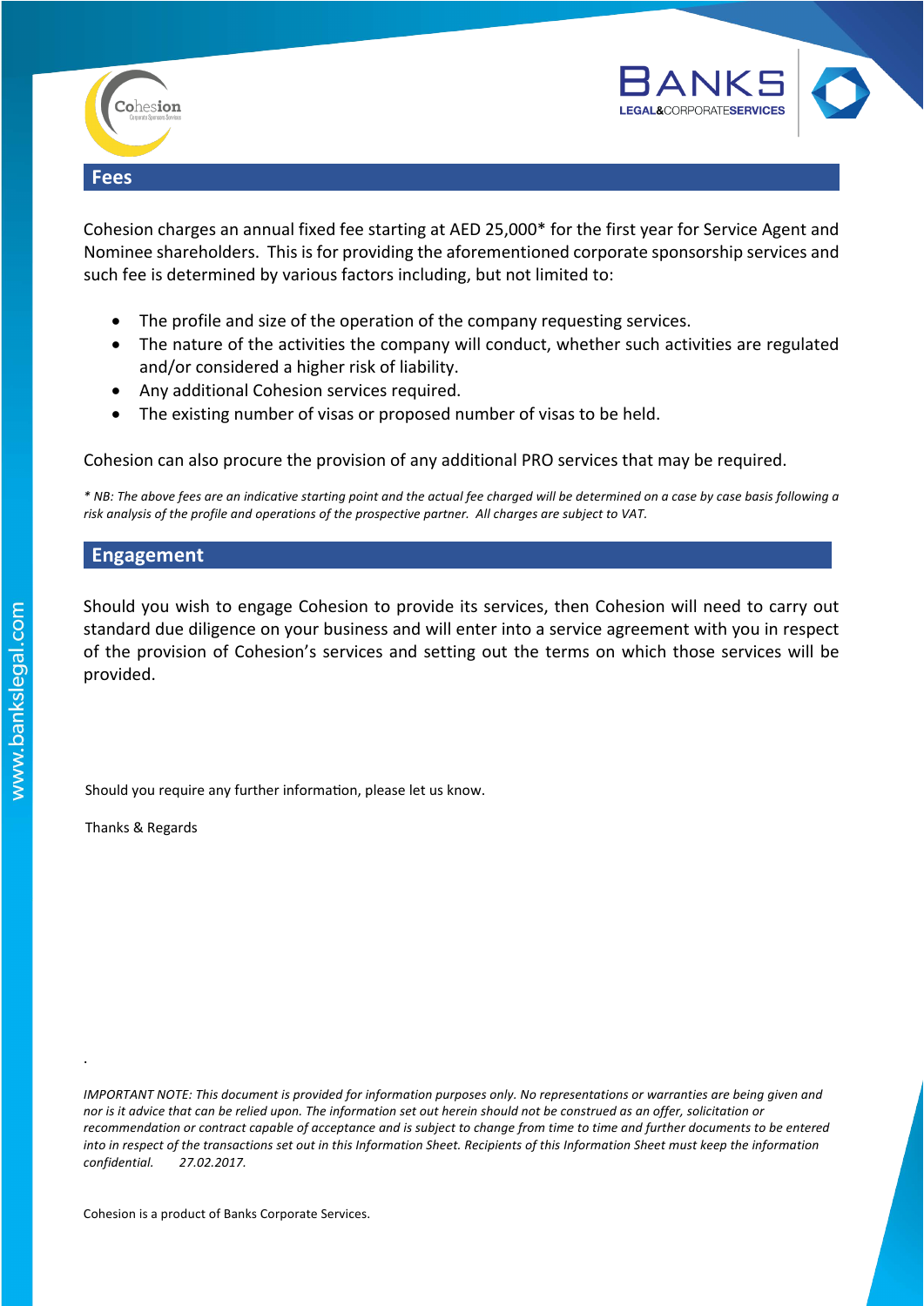## Fees

Cohesion charges an annual fixed fee starting at AED 25,000* for the first year for Service Agent and Nominee shareholders. This is for providing the aforementioned corporate sponsorship services and such fee is determined by various factors including, but not limited to:

- The profile and size of the operation of the company requesting services.
- The nature of the activities the company will conduct, whether such activities are regulated and/or considered a higher risk of liability.
- Any additional Cohesion services required.
- The existing number of visas or proposed number of visas to be held.

Cohesion can also procure the provision of any additional PRO services that may be required.

*\* NB: The above fees are an indicative starting point and the actual fee charged will be determined on a case by case basis following a risk analysis of the profile and operations of the prospective partner. All charges are subject to VAT.*

## Engagement

Should you wish to engage Cohesion to provide its services, then Cohesion will need to carry out standard due diligence on your business and will enter into a service agreement with you in respect of the provision of Cohesion's services and setting out the terms on which those services will be provided.

Should you require any further information, please let us know.

Thanks & Regards

.

*IMPORTANT NOTE: This document is provided for information purposes only. No representations or warranties are being given and nor is it advice that can be relied upon. The information set out herein should not be construed as an offer, solicitation or recommendation or contract capable of acceptance and is subject to change from time to time and further documents to be entered into in respect of the transactions set out in this Information Sheet. Recipients of this Information Sheet must keep the information confidential. 27.02.2017.*

Cohesion is a product of Banks Corporate Services.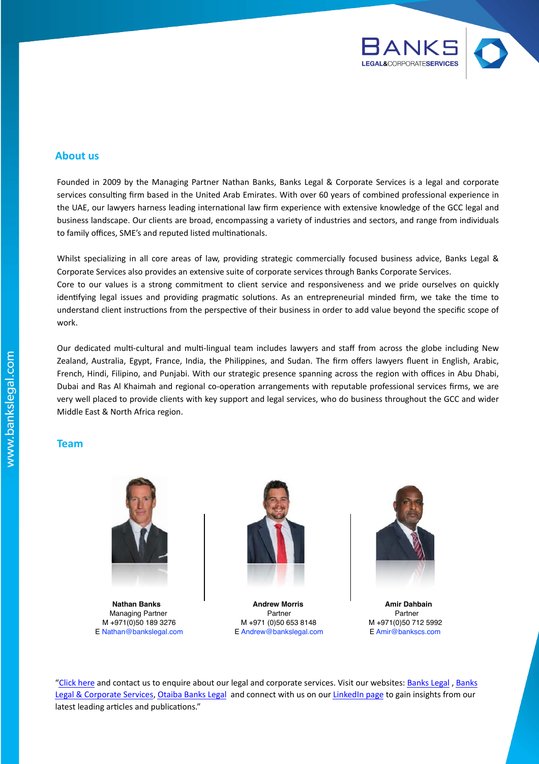## About us

Founded in 2009 by the Managing Partner Nathan Banks, Banks Legal & Corporate Services is a legal and corporate services consulting firm based in the United Arab Emirates. With over 60 years of combined professional experience in the UAE, our lawyers harness leading international law firm experience with extensive knowledge of the GCC legal and business landscape. Our clients are broad, encompassing a variety of industries and sectors, and range from individuals to family offices, SME's and reputed listed multinationals.

Whilst specializing in all core areas of law, providing strategic commercially focused business advice, Banks Legal & Corporate Services also provides an extensive suite of corporate services through Banks Corporate Services.
Core to our values is a strong commitment to client service and responsiveness and we pride ourselves on quickly identifying legal issues and providing pragmatic solutions. As an entrepreneurial minded firm, we take the time to understand client instructions from the perspective of their business in order to add value beyond the specific scope of work.

Our dedicated multi-cultural and multi-lingual team includes lawyers and staff from across the globe including New Zealand, Australia, Egypt, France, India, the Philippines, and Sudan. The firm offers lawyers fluent in English, Arabic, French, Hindi, Filipino, and Punjabi. With our strategic presence spanning across the region with offices in Abu Dhabi, Dubai and Ras Al Khaimah and regional co-operation arrangements with reputable professional services firms, we are very well placed to provide clients with key support and legal services, who do business throughout the GCC and wider Middle East & North Africa region.

## Team

**Nathan Banks**
Managing Partner
M +971(0)50 189 3276
E Nathan@bankslegal.com

**Andrew Morris**
Partner
M +971 (0)50 653 8148
E Andrew@bankslegal.com

**Amir Dahbain**
Partner
M +971(0)50 712 5992
E Amir@bankscs.com

"Click here and contact us to enquire about our legal and corporate services. Visit our websites: Banks Legal , Banks Legal & Corporate Services, Otaiba Banks Legal and connect with us on our LinkedIn page to gain insights from our latest leading articles and publications."